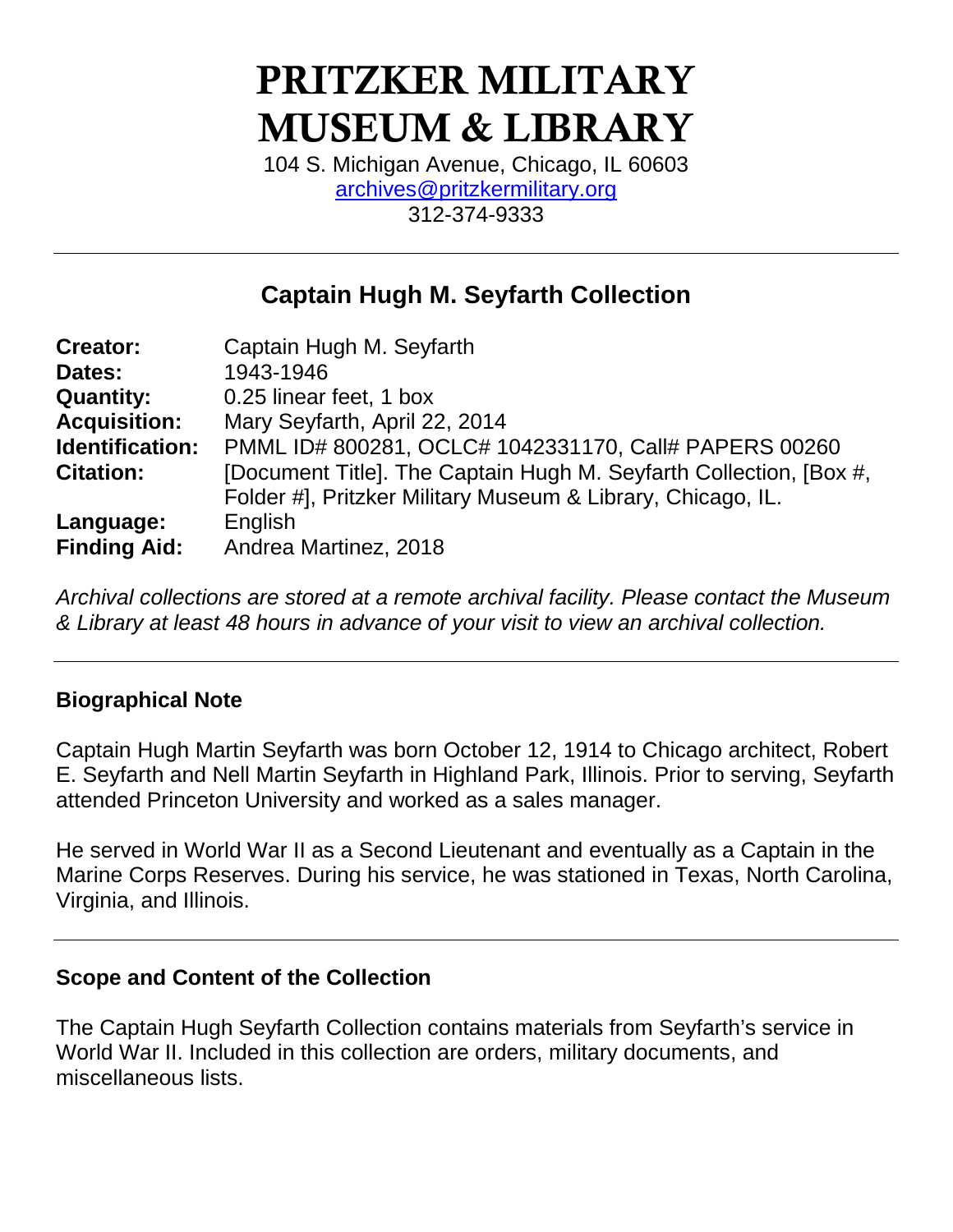# PRITZKER MILITARY MUSEUM & LIBRARY

104 S. Michigan Avenue, Chicago, IL 60603
archives@pritzkermilitary.org
312-374-9333

---

## Captain Hugh M. Seyfarth Collection

| | |
|---|---|
| **Creator:** | Captain Hugh M. Seyfarth |
| **Dates:** | 1943-1946 |
| **Quantity:** | 0.25 linear feet, 1 box |
| **Acquisition:** | Mary Seyfarth, April 22, 2014 |
| **Identification:** | PMML ID# 800281, OCLC# 1042331170, Call# PAPERS 00260 |
| **Citation:** | [Document Title]. The Captain Hugh M. Seyfarth Collection, [Box #, Folder #], Pritzker Military Museum & Library, Chicago, IL. |
| **Language:** | English |
| **Finding Aid:** | Andrea Martinez, 2018 |

*Archival collections are stored at a remote archival facility. Please contact the Museum & Library at least 48 hours in advance of your visit to view an archival collection.*

---

### Biographical Note

Captain Hugh Martin Seyfarth was born October 12, 1914 to Chicago architect, Robert E. Seyfarth and Nell Martin Seyfarth in Highland Park, Illinois. Prior to serving, Seyfarth attended Princeton University and worked as a sales manager.

He served in World War II as a Second Lieutenant and eventually as a Captain in the Marine Corps Reserves. During his service, he was stationed in Texas, North Carolina, Virginia, and Illinois.

---

### Scope and Content of the Collection

The Captain Hugh Seyfarth Collection contains materials from Seyfarth's service in World War II. Included in this collection are orders, military documents, and miscellaneous lists.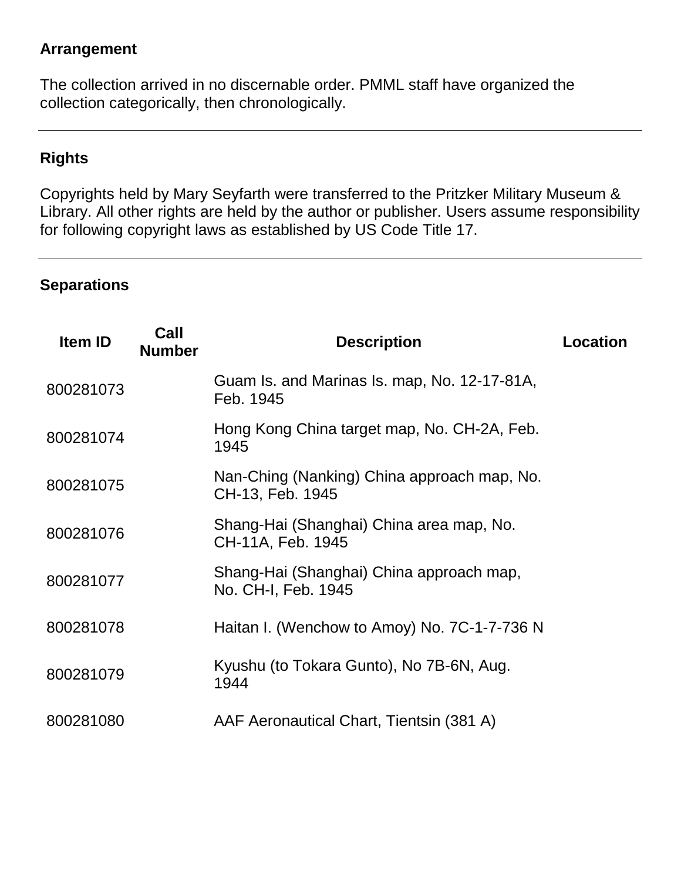## Arrangement

The collection arrived in no discernable order. PMML staff have organized the collection categorically, then chronologically.

---

## Rights

Copyrights held by Mary Seyfarth were transferred to the Pritzker Military Museum & Library. All other rights are held by the author or publisher. Users assume responsibility for following copyright laws as established by US Code Title 17.

---

## Separations

| Item ID | Call Number | Description | Location |
| --- | --- | --- | --- |
| 800281073 | | Guam Is. and Marinas Is. map, No. 12-17-81A, Feb. 1945 | |
| 800281074 | | Hong Kong China target map, No. CH-2A, Feb. 1945 | |
| 800281075 | | Nan-Ching (Nanking) China approach map, No. CH-13, Feb. 1945 | |
| 800281076 | | Shang-Hai (Shanghai) China area map, No. CH-11A, Feb. 1945 | |
| 800281077 | | Shang-Hai (Shanghai) China approach map, No. CH-I, Feb. 1945 | |
| 800281078 | | Haitan I. (Wenchow to Amoy) No. 7C-1-7-736 N | |
| 800281079 | | Kyushu (to Tokara Gunto), No 7B-6N, Aug. 1944 | |
| 800281080 | | AAF Aeronautical Chart, Tientsin (381 A) | |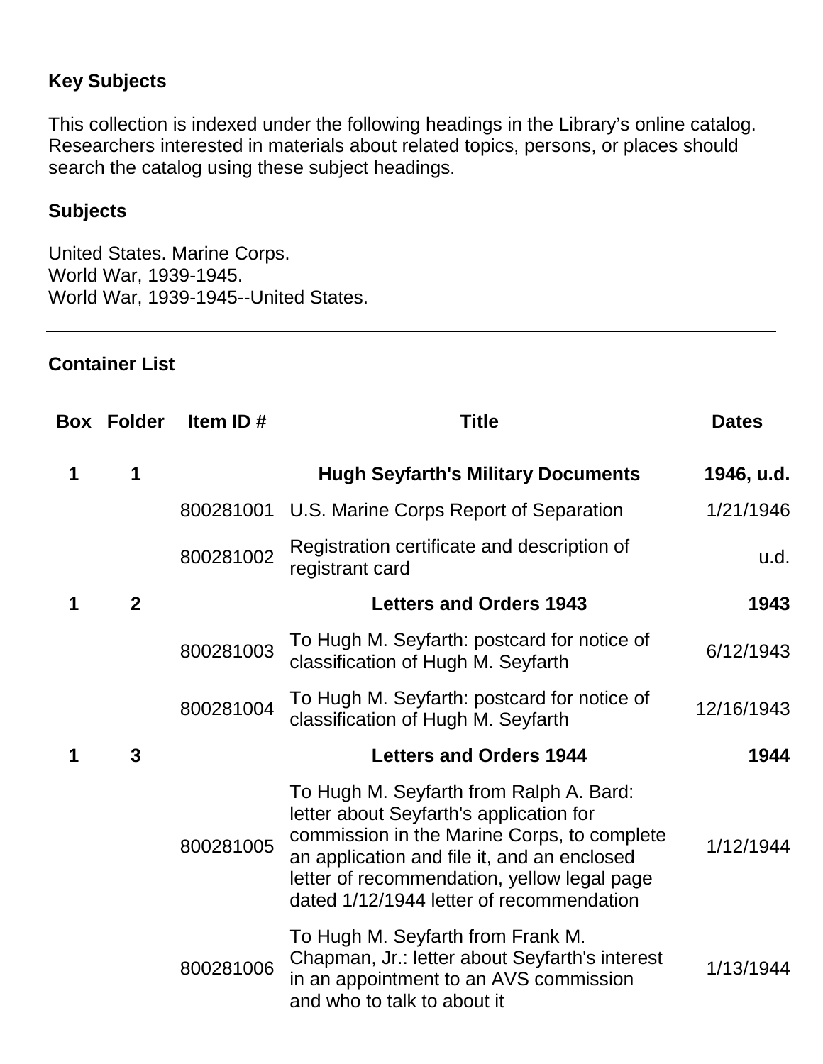## Key Subjects

This collection is indexed under the following headings in the Library's online catalog. Researchers interested in materials about related topics, persons, or places should search the catalog using these subject headings.

### Subjects

United States. Marine Corps.
World War, 1939-1945.
World War, 1939-1945--United States.

---

## Container List

| Box | Folder | Item ID # | Title | Dates |
|---|---|---|---|---|
| **1** | **1** | | **Hugh Seyfarth's Military Documents** | **1946, u.d.** |
| | | 800281001 | U.S. Marine Corps Report of Separation | 1/21/1946 |
| | | 800281002 | Registration certificate and description of registrant card | u.d. |
| **1** | **2** | | **Letters and Orders 1943** | **1943** |
| | | 800281003 | To Hugh M. Seyfarth: postcard for notice of classification of Hugh M. Seyfarth | 6/12/1943 |
| | | 800281004 | To Hugh M. Seyfarth: postcard for notice of classification of Hugh M. Seyfarth | 12/16/1943 |
| **1** | **3** | | **Letters and Orders 1944** | **1944** |
| | | 800281005 | To Hugh M. Seyfarth from Ralph A. Bard: letter about Seyfarth's application for commission in the Marine Corps, to complete an application and file it, and an enclosed letter of recommendation, yellow legal page dated 1/12/1944 letter of recommendation | 1/12/1944 |
| | | 800281006 | To Hugh M. Seyfarth from Frank M. Chapman, Jr.: letter about Seyfarth's interest in an appointment to an AVS commission and who to talk to about it | 1/13/1944 |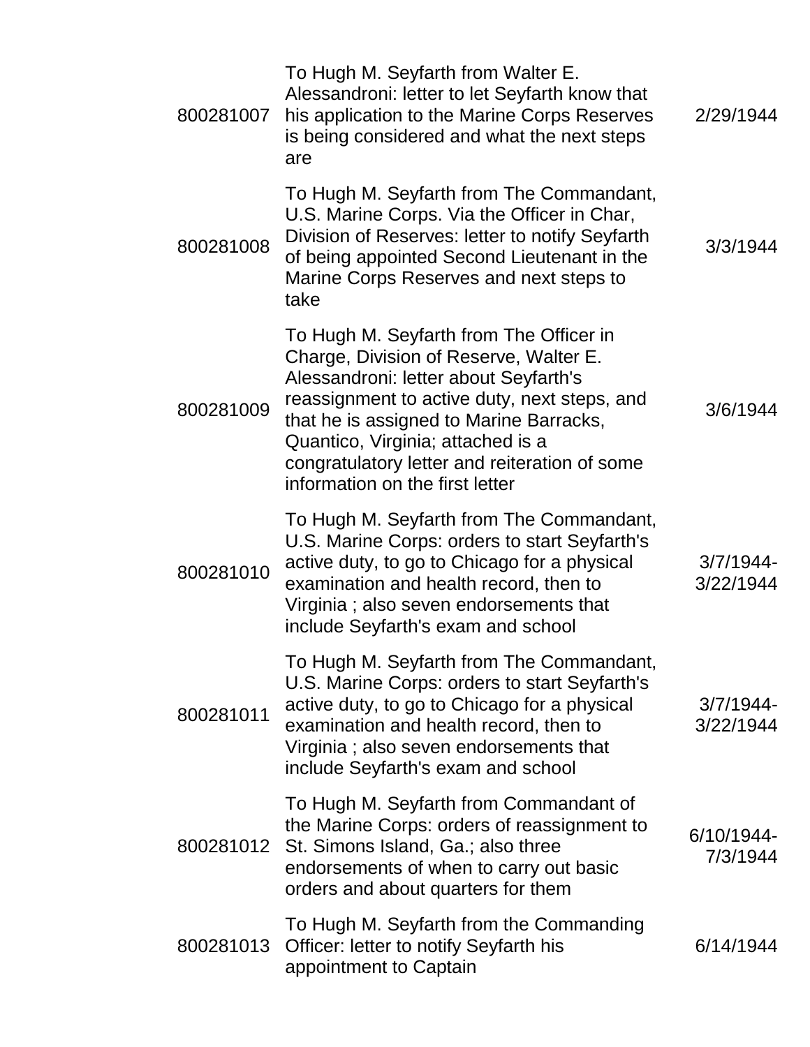| | | |
|---|---|---|
| 800281007 | To Hugh M. Seyfarth from Walter E. Alessandroni: letter to let Seyfarth know that his application to the Marine Corps Reserves is being considered and what the next steps are | 2/29/1944 |
| 800281008 | To Hugh M. Seyfarth from The Commandant, U.S. Marine Corps. Via the Officer in Char, Division of Reserves: letter to notify Seyfarth of being appointed Second Lieutenant in the Marine Corps Reserves and next steps to take | 3/3/1944 |
| 800281009 | To Hugh M. Seyfarth from The Officer in Charge, Division of Reserve, Walter E. Alessandroni: letter about Seyfarth's reassignment to active duty, next steps, and that he is assigned to Marine Barracks, Quantico, Virginia; attached is a congratulatory letter and reiteration of some information on the first letter | 3/6/1944 |
| 800281010 | To Hugh M. Seyfarth from The Commandant, U.S. Marine Corps: orders to start Seyfarth's active duty, to go to Chicago for a physical examination and health record, then to Virginia ; also seven endorsements that include Seyfarth's exam and school | 3/7/1944-3/22/1944 |
| 800281011 | To Hugh M. Seyfarth from The Commandant, U.S. Marine Corps: orders to start Seyfarth's active duty, to go to Chicago for a physical examination and health record, then to Virginia ; also seven endorsements that include Seyfarth's exam and school | 3/7/1944-3/22/1944 |
| 800281012 | To Hugh M. Seyfarth from Commandant of the Marine Corps: orders of reassignment to St. Simons Island, Ga.; also three endorsements of when to carry out basic orders and about quarters for them | 6/10/1944-7/3/1944 |
| 800281013 | To Hugh M. Seyfarth from the Commanding Officer: letter to notify Seyfarth his appointment to Captain | 6/14/1944 |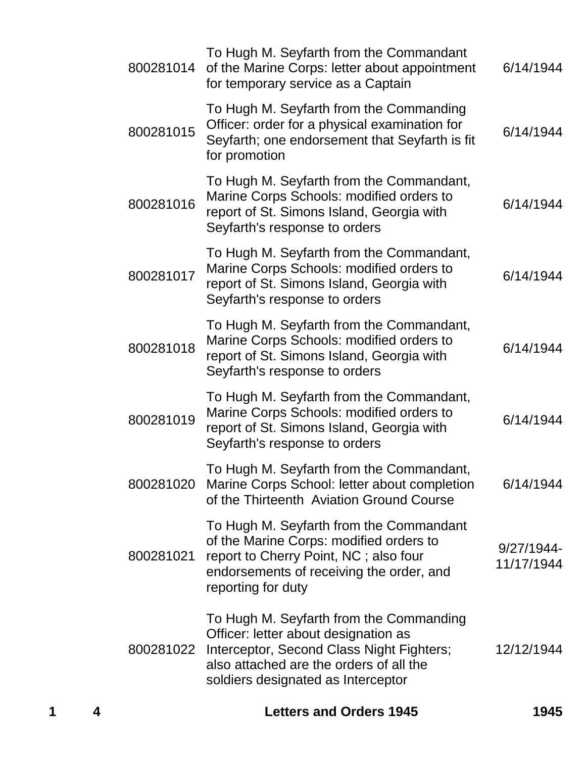| | | | | |
|---|---|---|---|---|
| | | 800281014 | To Hugh M. Seyfarth from the Commandant of the Marine Corps: letter about appointment for temporary service as a Captain | 6/14/1944 |
| | | 800281015 | To Hugh M. Seyfarth from the Commanding Officer: order for a physical examination for Seyfarth; one endorsement that Seyfarth is fit for promotion | 6/14/1944 |
| | | 800281016 | To Hugh M. Seyfarth from the Commandant, Marine Corps Schools: modified orders to report of St. Simons Island, Georgia with Seyfarth's response to orders | 6/14/1944 |
| | | 800281017 | To Hugh M. Seyfarth from the Commandant, Marine Corps Schools: modified orders to report of St. Simons Island, Georgia with Seyfarth's response to orders | 6/14/1944 |
| | | 800281018 | To Hugh M. Seyfarth from the Commandant, Marine Corps Schools: modified orders to report of St. Simons Island, Georgia with Seyfarth's response to orders | 6/14/1944 |
| | | 800281019 | To Hugh M. Seyfarth from the Commandant, Marine Corps Schools: modified orders to report of St. Simons Island, Georgia with Seyfarth's response to orders | 6/14/1944 |
| | | 800281020 | To Hugh M. Seyfarth from the Commandant, Marine Corps School: letter about completion of the Thirteenth Aviation Ground Course | 6/14/1944 |
| | | 800281021 | To Hugh M. Seyfarth from the Commandant of the Marine Corps: modified orders to report to Cherry Point, NC ; also four endorsements of receiving the order, and reporting for duty | 9/27/1944-11/17/1944 |
| | | 800281022 | To Hugh M. Seyfarth from the Commanding Officer: letter about designation as Interceptor, Second Class Night Fighters; also attached are the orders of all the soldiers designated as Interceptor | 12/12/1944 |
| **1** | **4** | | **Letters and Orders 1945** | **1945** |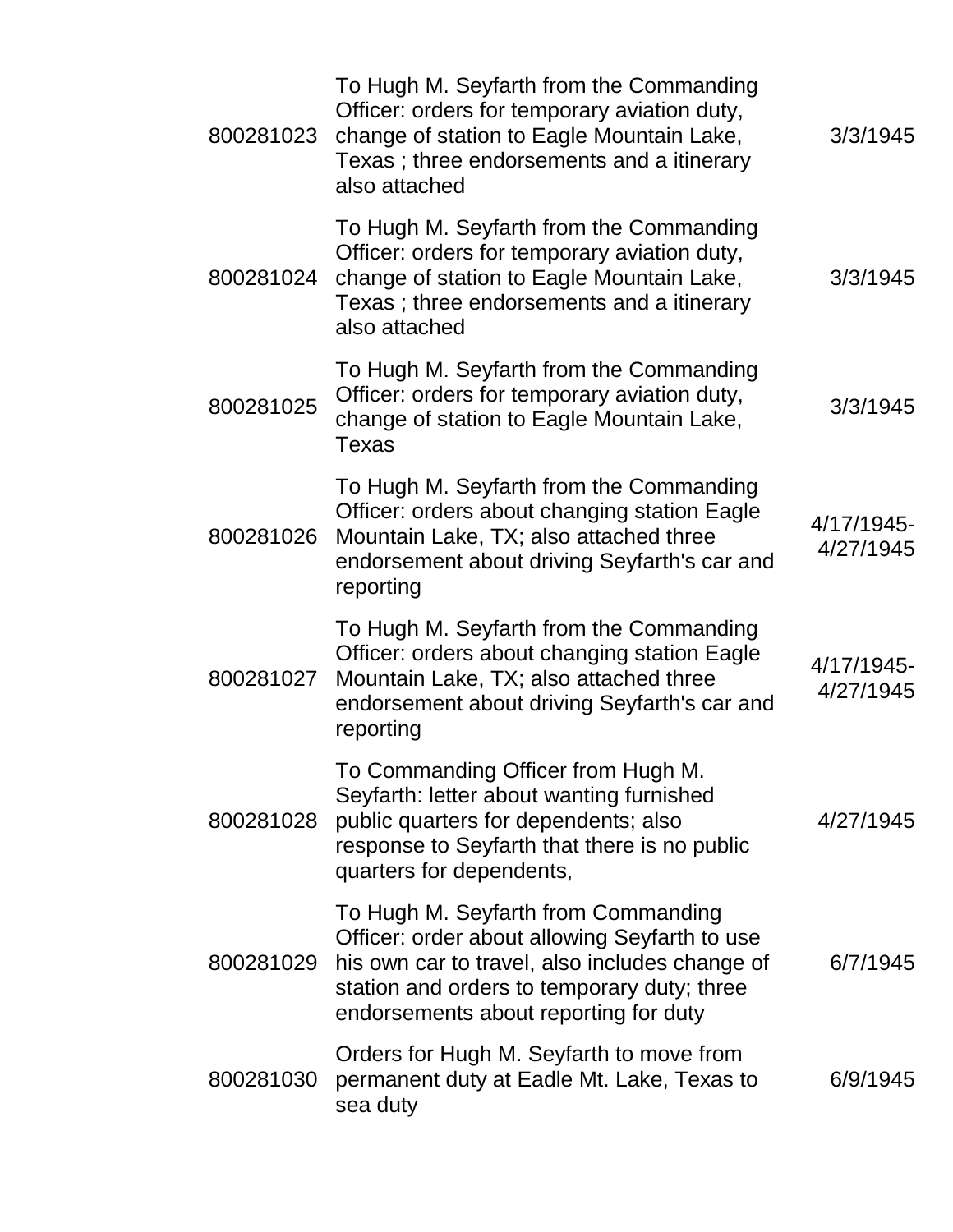| | | |
|---|---|---|
| 800281023 | To Hugh M. Seyfarth from the Commanding Officer: orders for temporary aviation duty, change of station to Eagle Mountain Lake, Texas ; three endorsements and a itinerary also attached | 3/3/1945 |
| 800281024 | To Hugh M. Seyfarth from the Commanding Officer: orders for temporary aviation duty, change of station to Eagle Mountain Lake, Texas ; three endorsements and a itinerary also attached | 3/3/1945 |
| 800281025 | To Hugh M. Seyfarth from the Commanding Officer: orders for temporary aviation duty, change of station to Eagle Mountain Lake, Texas | 3/3/1945 |
| 800281026 | To Hugh M. Seyfarth from the Commanding Officer: orders about changing station Eagle Mountain Lake, TX; also attached three endorsement about driving Seyfarth's car and reporting | 4/17/1945-4/27/1945 |
| 800281027 | To Hugh M. Seyfarth from the Commanding Officer: orders about changing station Eagle Mountain Lake, TX; also attached three endorsement about driving Seyfarth's car and reporting | 4/17/1945-4/27/1945 |
| 800281028 | To Commanding Officer from Hugh M. Seyfarth: letter about wanting furnished public quarters for dependents; also response to Seyfarth that there is no public quarters for dependents, | 4/27/1945 |
| 800281029 | To Hugh M. Seyfarth from Commanding Officer: order about allowing Seyfarth to use his own car to travel, also includes change of station and orders to temporary duty; three endorsements about reporting for duty | 6/7/1945 |
| 800281030 | Orders for Hugh M. Seyfarth to move from permanent duty at Eadle Mt. Lake, Texas to sea duty | 6/9/1945 |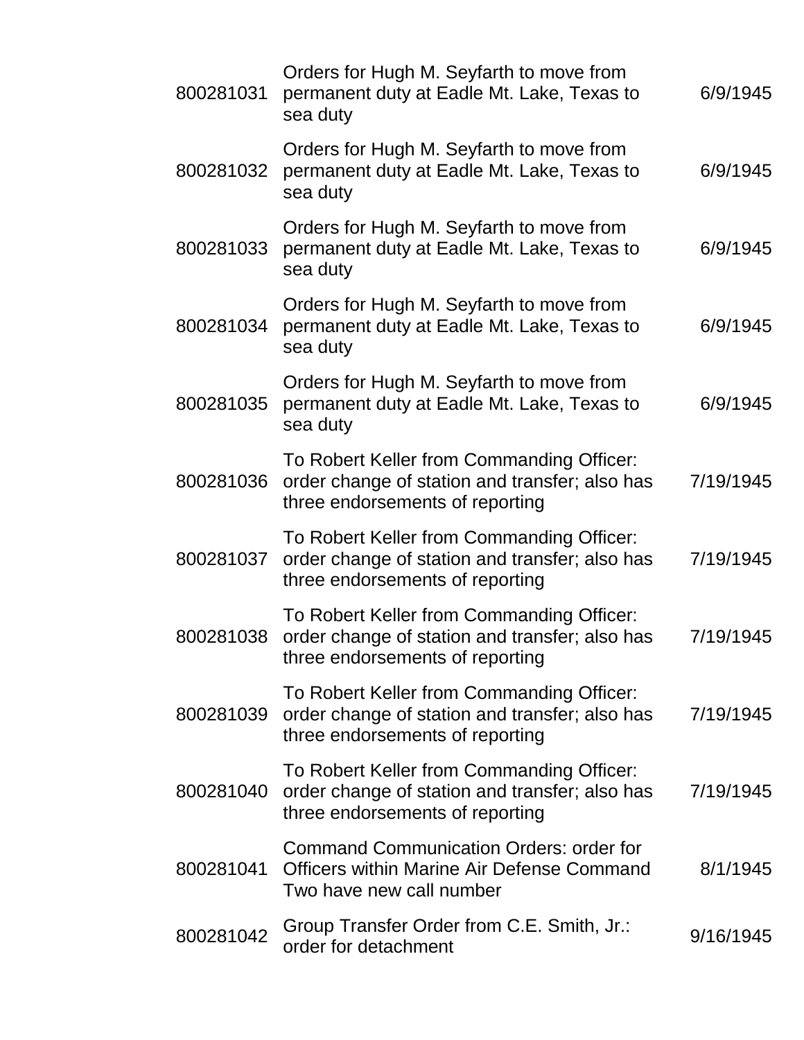| | | |
|---|---|---|
| 800281031 | Orders for Hugh M. Seyfarth to move from permanent duty at Eadle Mt. Lake, Texas to sea duty | 6/9/1945 |
| 800281032 | Orders for Hugh M. Seyfarth to move from permanent duty at Eadle Mt. Lake, Texas to sea duty | 6/9/1945 |
| 800281033 | Orders for Hugh M. Seyfarth to move from permanent duty at Eadle Mt. Lake, Texas to sea duty | 6/9/1945 |
| 800281034 | Orders for Hugh M. Seyfarth to move from permanent duty at Eadle Mt. Lake, Texas to sea duty | 6/9/1945 |
| 800281035 | Orders for Hugh M. Seyfarth to move from permanent duty at Eadle Mt. Lake, Texas to sea duty | 6/9/1945 |
| 800281036 | To Robert Keller from Commanding Officer: order change of station and transfer; also has three endorsements of reporting | 7/19/1945 |
| 800281037 | To Robert Keller from Commanding Officer: order change of station and transfer; also has three endorsements of reporting | 7/19/1945 |
| 800281038 | To Robert Keller from Commanding Officer: order change of station and transfer; also has three endorsements of reporting | 7/19/1945 |
| 800281039 | To Robert Keller from Commanding Officer: order change of station and transfer; also has three endorsements of reporting | 7/19/1945 |
| 800281040 | To Robert Keller from Commanding Officer: order change of station and transfer; also has three endorsements of reporting | 7/19/1945 |
| 800281041 | Command Communication Orders: order for Officers within Marine Air Defense Command Two have new call number | 8/1/1945 |
| 800281042 | Group Transfer Order from C.E. Smith, Jr.: order for detachment | 9/16/1945 |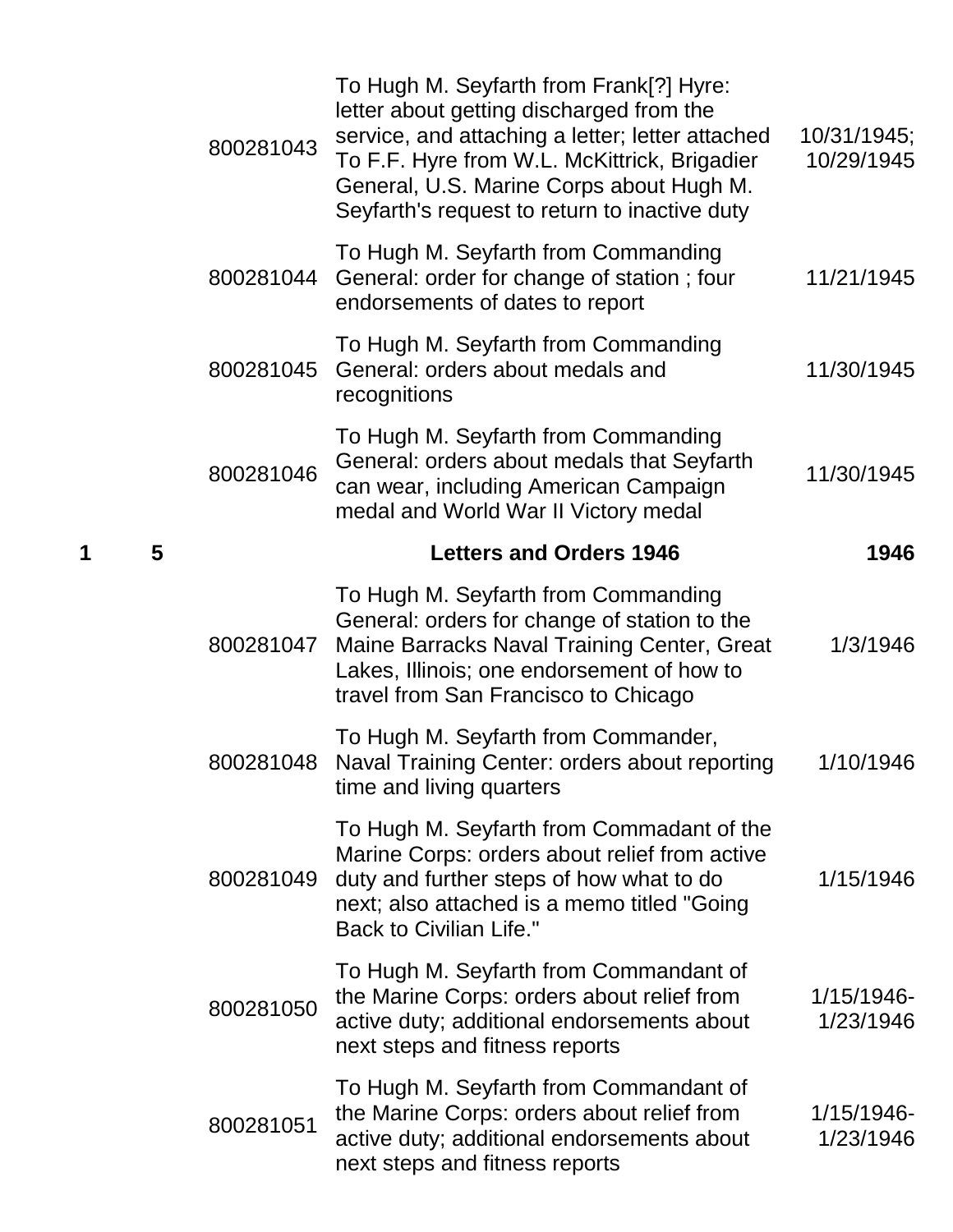|  |  |  |  |  |
|---|---|---|---|---|
|  |  | 800281043 | To Hugh M. Seyfarth from Frank[?] Hyre: letter about getting discharged from the service, and attaching a letter; letter attached To F.F. Hyre from W.L. McKittrick, Brigadier General, U.S. Marine Corps about Hugh M. Seyfarth's request to return to inactive duty | 10/31/1945; 10/29/1945 |
|  |  | 800281044 | To Hugh M. Seyfarth from Commanding General: order for change of station ; four endorsements of dates to report | 11/21/1945 |
|  |  | 800281045 | To Hugh M. Seyfarth from Commanding General: orders about medals and recognitions | 11/30/1945 |
|  |  | 800281046 | To Hugh M. Seyfarth from Commanding General: orders about medals that Seyfarth can wear, including American Campaign medal and World War II Victory medal | 11/30/1945 |
| **1** | **5** |  | **Letters and Orders 1946** | **1946** |
|  |  | 800281047 | To Hugh M. Seyfarth from Commanding General: orders for change of station to the Maine Barracks Naval Training Center, Great Lakes, Illinois; one endorsement of how to travel from San Francisco to Chicago | 1/3/1946 |
|  |  | 800281048 | To Hugh M. Seyfarth from Commander, Naval Training Center: orders about reporting time and living quarters | 1/10/1946 |
|  |  | 800281049 | To Hugh M. Seyfarth from Commadant of the Marine Corps: orders about relief from active duty and further steps of how what to do next; also attached is a memo titled "Going Back to Civilian Life." | 1/15/1946 |
|  |  | 800281050 | To Hugh M. Seyfarth from Commandant of the Marine Corps: orders about relief from active duty; additional endorsements about next steps and fitness reports | 1/15/1946-1/23/1946 |
|  |  | 800281051 | To Hugh M. Seyfarth from Commandant of the Marine Corps: orders about relief from active duty; additional endorsements about next steps and fitness reports | 1/15/1946-1/23/1946 |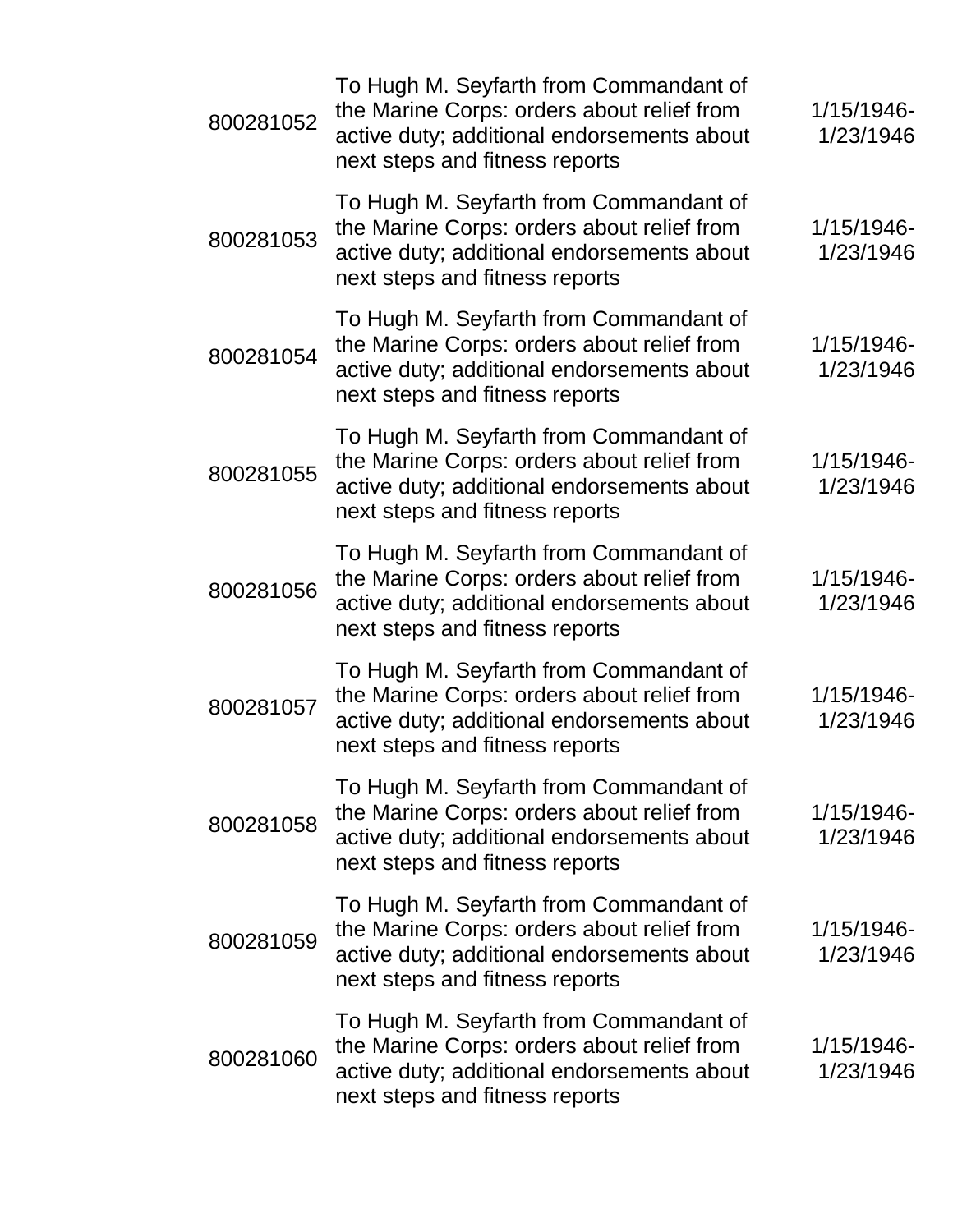| | | |
|---|---|---|
| 800281052 | To Hugh M. Seyfarth from Commandant of the Marine Corps: orders about relief from active duty; additional endorsements about next steps and fitness reports | 1/15/1946-1/23/1946 |
| 800281053 | To Hugh M. Seyfarth from Commandant of the Marine Corps: orders about relief from active duty; additional endorsements about next steps and fitness reports | 1/15/1946-1/23/1946 |
| 800281054 | To Hugh M. Seyfarth from Commandant of the Marine Corps: orders about relief from active duty; additional endorsements about next steps and fitness reports | 1/15/1946-1/23/1946 |
| 800281055 | To Hugh M. Seyfarth from Commandant of the Marine Corps: orders about relief from active duty; additional endorsements about next steps and fitness reports | 1/15/1946-1/23/1946 |
| 800281056 | To Hugh M. Seyfarth from Commandant of the Marine Corps: orders about relief from active duty; additional endorsements about next steps and fitness reports | 1/15/1946-1/23/1946 |
| 800281057 | To Hugh M. Seyfarth from Commandant of the Marine Corps: orders about relief from active duty; additional endorsements about next steps and fitness reports | 1/15/1946-1/23/1946 |
| 800281058 | To Hugh M. Seyfarth from Commandant of the Marine Corps: orders about relief from active duty; additional endorsements about next steps and fitness reports | 1/15/1946-1/23/1946 |
| 800281059 | To Hugh M. Seyfarth from Commandant of the Marine Corps: orders about relief from active duty; additional endorsements about next steps and fitness reports | 1/15/1946-1/23/1946 |
| 800281060 | To Hugh M. Seyfarth from Commandant of the Marine Corps: orders about relief from active duty; additional endorsements about next steps and fitness reports | 1/15/1946-1/23/1946 |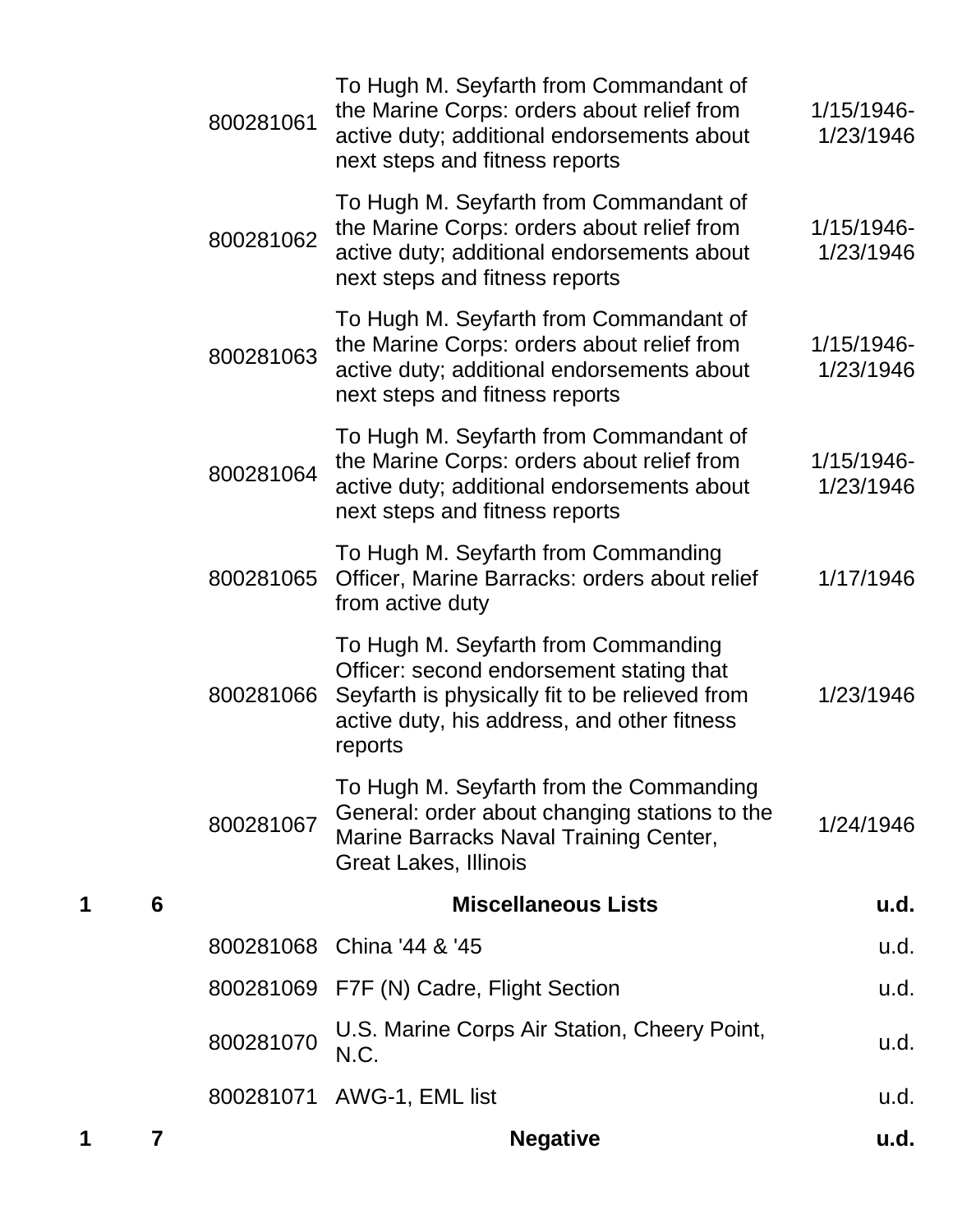| | | | | |
|---|---|---|---|---|
| | | 800281061 | To Hugh M. Seyfarth from Commandant of the Marine Corps: orders about relief from active duty; additional endorsements about next steps and fitness reports | 1/15/1946-1/23/1946 |
| | | 800281062 | To Hugh M. Seyfarth from Commandant of the Marine Corps: orders about relief from active duty; additional endorsements about next steps and fitness reports | 1/15/1946-1/23/1946 |
| | | 800281063 | To Hugh M. Seyfarth from Commandant of the Marine Corps: orders about relief from active duty; additional endorsements about next steps and fitness reports | 1/15/1946-1/23/1946 |
| | | 800281064 | To Hugh M. Seyfarth from Commandant of the Marine Corps: orders about relief from active duty; additional endorsements about next steps and fitness reports | 1/15/1946-1/23/1946 |
| | | 800281065 | To Hugh M. Seyfarth from Commanding Officer, Marine Barracks: orders about relief from active duty | 1/17/1946 |
| | | 800281066 | To Hugh M. Seyfarth from Commanding Officer: second endorsement stating that Seyfarth is physically fit to be relieved from active duty, his address, and other fitness reports | 1/23/1946 |
| | | 800281067 | To Hugh M. Seyfarth from the Commanding General: order about changing stations to the Marine Barracks Naval Training Center, Great Lakes, Illinois | 1/24/1946 |
| **1** | **6** | | **Miscellaneous Lists** | **u.d.** |
| | | 800281068 | China '44 & '45 | u.d. |
| | | 800281069 | F7F (N) Cadre, Flight Section | u.d. |
| | | 800281070 | U.S. Marine Corps Air Station, Cheery Point, N.C. | u.d. |
| | | 800281071 | AWG-1, EML list | u.d. |
| **1** | **7** | | **Negative** | **u.d.** |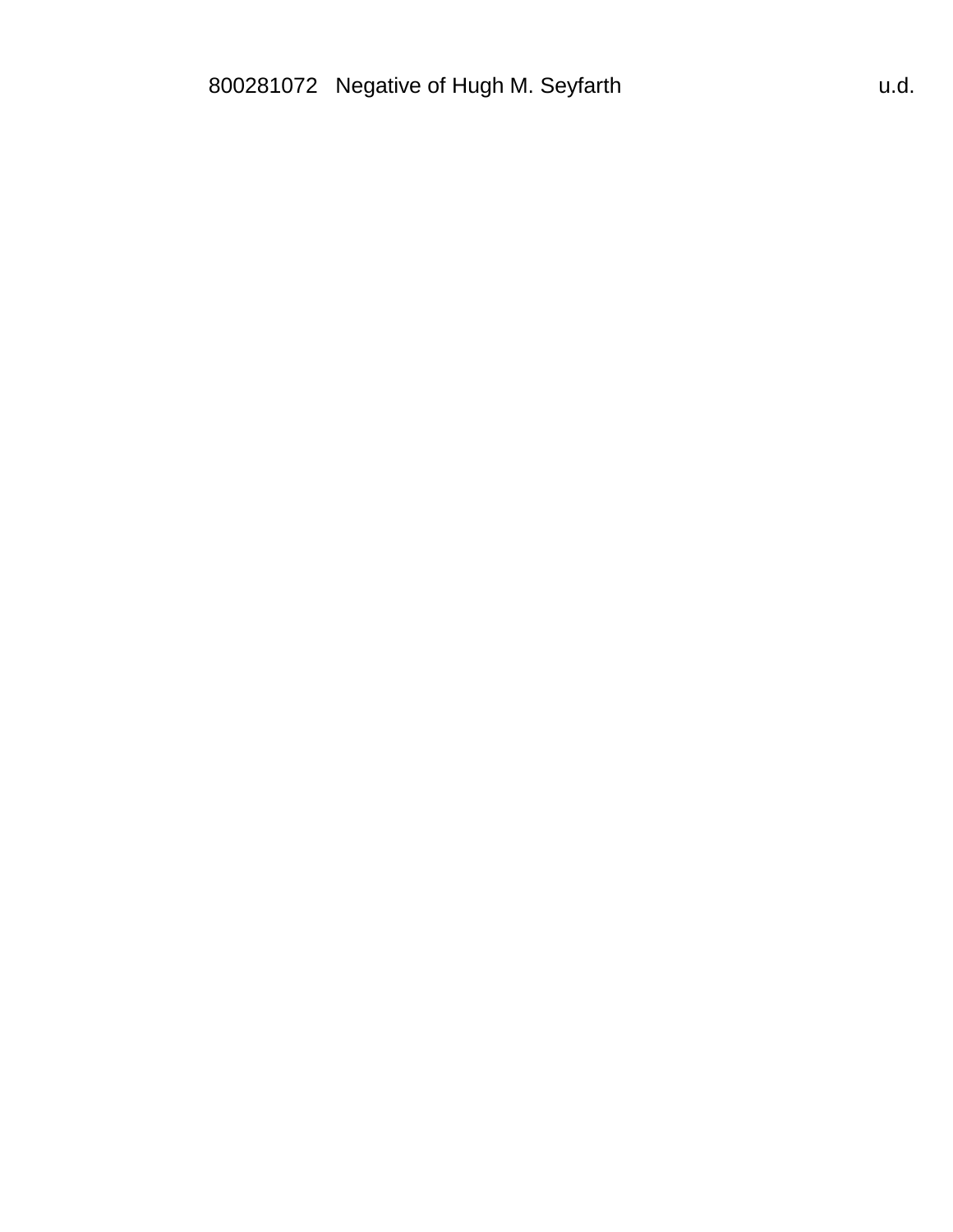| | | |
|---|---|---|
| 800281072 | Negative of Hugh M. Seyfarth | u.d. |